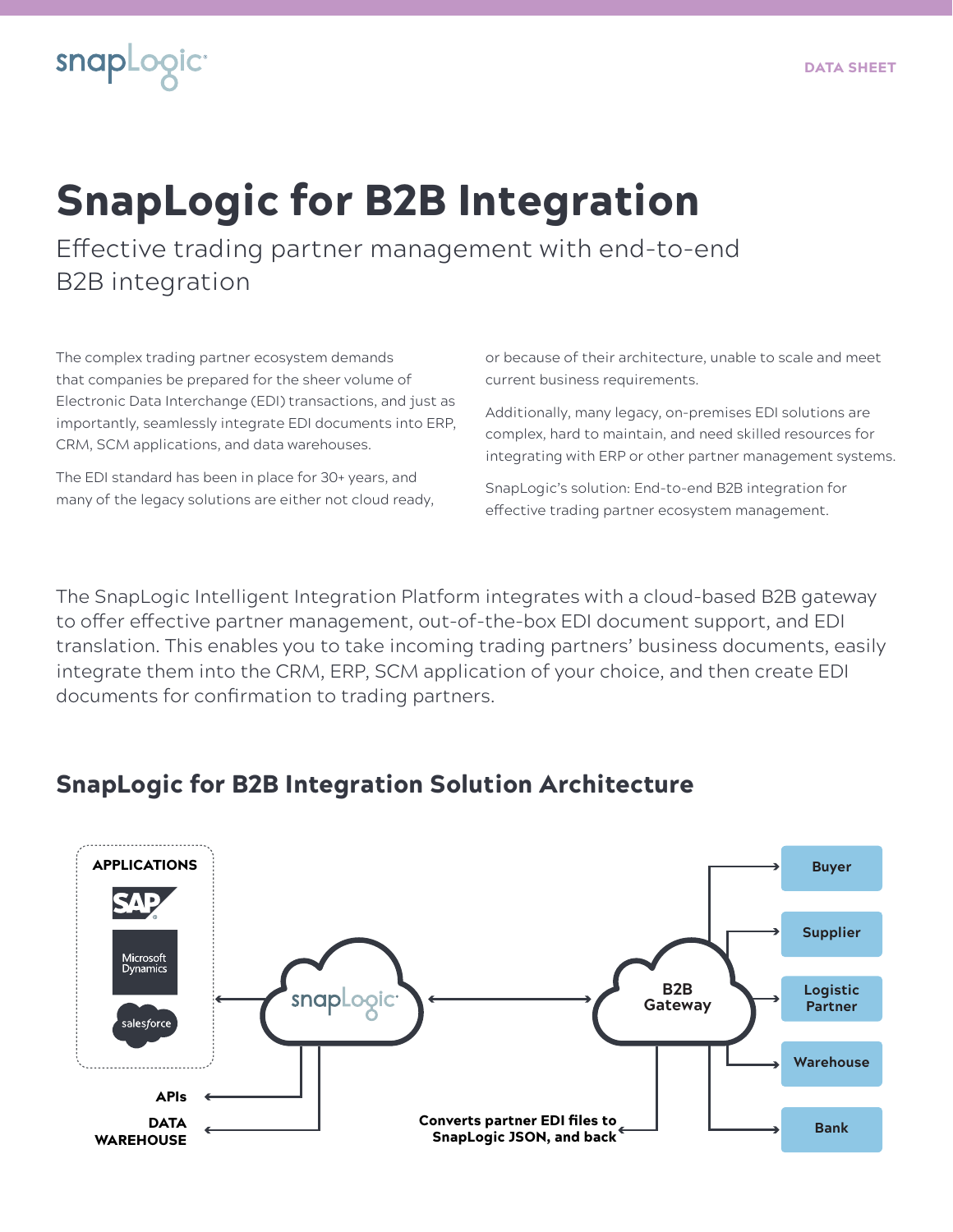DATA SHEET

# SnapLogic for B2B Integration

## Effective trading partner management with end-to-end B2B integration

The complex trading partner ecosystem demands that companies be prepared for the sheer volume of Electronic Data Interchange (EDI) transactions, and just as importantly, seamlessly integrate EDI documents into ERP, CRM, SCM applications, and data warehouses.

The EDI standard has been in place for 30+ years, and many of the legacy solutions are either not cloud ready, or because of their architecture, unable to scale and meet current business requirements.

Additionally, many legacy, on-premises EDI solutions are complex, hard to maintain, and need skilled resources for integrating with ERP or other partner management systems.

SnapLogic's solution: End-to-end B2B integration for effective trading partner ecosystem management.

The SnapLogic Intelligent Integration Platform integrates with a cloud-based B2B gateway to offer effective partner management, out-of-the-box EDI document support, and EDI translation. This enables you to take incoming trading partners' business documents, easily integrate them into the CRM, ERP, SCM application of your choice, and then create EDI documents for confirmation to trading partners.

## SnapLogic for B2B Integration Solution Architecture

APPLICATIONS
SAP
Microsoft Dynamics
salesforce

snapLogic

B2B Gateway

Buyer
Supplier
Logistic Partner
Warehouse
Bank

APIs

DATA WAREHOUSE

Converts partner EDI files to SnapLogic JSON, and back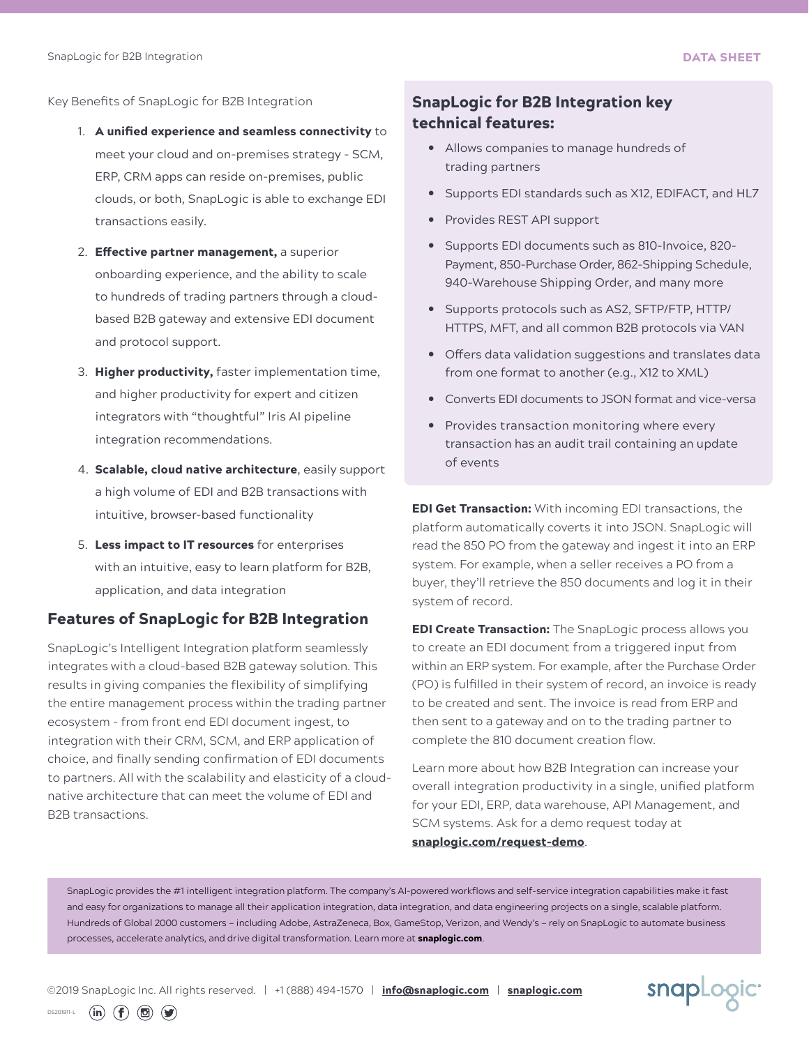Key Benefits of SnapLogic for B2B Integration

1. **A unified experience and seamless connectivity** to meet your cloud and on-premises strategy - SCM, ERP, CRM apps can reside on-premises, public clouds, or both, SnapLogic is able to exchange EDI transactions easily.
2. **Effective partner management,** a superior onboarding experience, and the ability to scale to hundreds of trading partners through a cloud-based B2B gateway and extensive EDI document and protocol support.
3. **Higher productivity,** faster implementation time, and higher productivity for expert and citizen integrators with "thoughtful" Iris AI pipeline integration recommendations.
4. **Scalable, cloud native architecture**, easily support a high volume of EDI and B2B transactions with intuitive, browser-based functionality
5. **Less impact to IT resources** for enterprises with an intuitive, easy to learn platform for B2B, application, and data integration

## Features of SnapLogic for B2B Integration

SnapLogic's Intelligent Integration platform seamlessly integrates with a cloud-based B2B gateway solution. This results in giving companies the flexibility of simplifying the entire management process within the trading partner ecosystem - from front end EDI document ingest, to integration with their CRM, SCM, and ERP application of choice, and finally sending confirmation of EDI documents to partners. All with the scalability and elasticity of a cloud-native architecture that can meet the volume of EDI and B2B transactions.

## SnapLogic for B2B Integration key technical features:

- Allows companies to manage hundreds of trading partners
- Supports EDI standards such as X12, EDIFACT, and HL7
- Provides REST API support
- Supports EDI documents such as 810-Invoice, 820-Payment, 850-Purchase Order, 862-Shipping Schedule, 940-Warehouse Shipping Order, and many more
- Supports protocols such as AS2, SFTP/FTP, HTTP/HTTPS, MFT, and all common B2B protocols via VAN
- Offers data validation suggestions and translates data from one format to another (e.g., X12 to XML)
- Converts EDI documents to JSON format and vice-versa
- Provides transaction monitoring where every transaction has an audit trail containing an update of events

**EDI Get Transaction:** With incoming EDI transactions, the platform automatically coverts it into JSON. SnapLogic will read the 850 PO from the gateway and ingest it into an ERP system. For example, when a seller receives a PO from a buyer, they'll retrieve the 850 documents and log it in their system of record.

**EDI Create Transaction:** The SnapLogic process allows you to create an EDI document from a triggered input from within an ERP system. For example, after the Purchase Order (PO) is fulfilled in their system of record, an invoice is ready to be created and sent. The invoice is read from ERP and then sent to a gateway and on to the trading partner to complete the 810 document creation flow.

Learn more about how B2B Integration can increase your overall integration productivity in a single, unified platform for your EDI, ERP, data warehouse, API Management, and SCM systems. Ask for a demo request today at **snaplogic.com/request-demo**.

SnapLogic provides the #1 intelligent integration platform. The company's AI-powered workflows and self-service integration capabilities make it fast and easy for organizations to manage all their application integration, data integration, and data engineering projects on a single, scalable platform. Hundreds of Global 2000 customers – including Adobe, AstraZeneca, Box, GameStop, Verizon, and Wendy's – rely on SnapLogic to automate business processes, accelerate analytics, and drive digital transformation. Learn more at **snaplogic.com**.

©2019 SnapLogic Inc. All rights reserved. | +1 (888) 494-1570 | **info@snaplogic.com** | **snaplogic.com**

DS201911-L